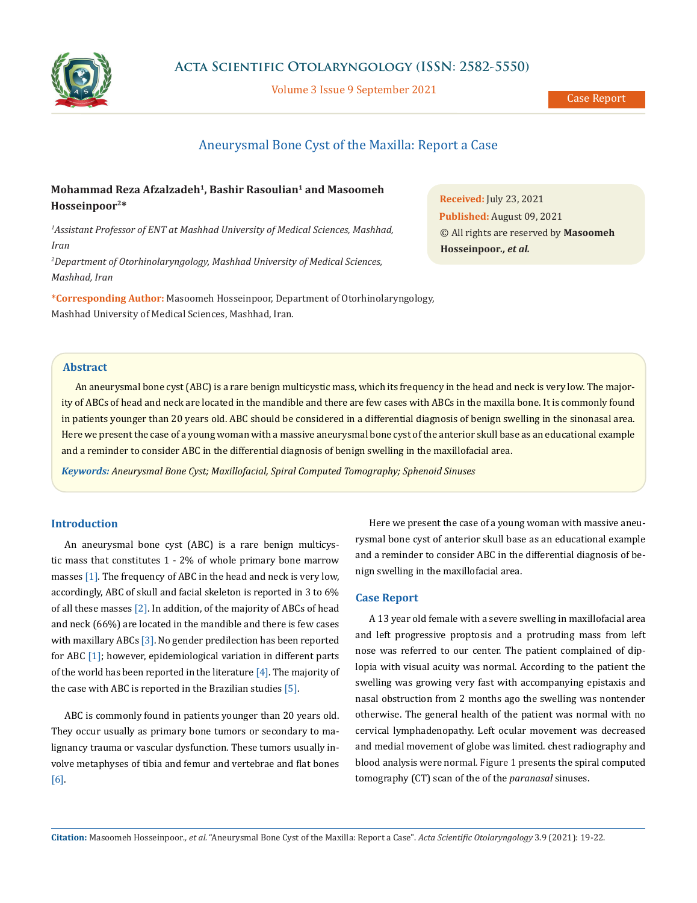Case Report

# Aneurysmal Bone Cyst of the Maxilla: Report a Case

**Mohammad Reza Afzalzadeh[1], Bashir Rasoulian[1] and Masoomeh Hosseinpoor[2]\***

*[1]Assistant Professor of ENT at Mashhad University of Medical Sciences, Mashhad, Iran*

*[2]Department of Otorhinolaryngology, Mashhad University of Medical Sciences, Mashhad, Iran*

**\*Corresponding Author:** Masoomeh Hosseinpoor, Department of Otorhinolaryngology, Mashhad University of Medical Sciences, Mashhad, Iran.

**Received:** July 23, 2021
**Published:** August 09, 2021
© All rights are reserved by **Masoomeh Hosseinpoor.*, et al.***

## Abstract

An aneurysmal bone cyst (ABC) is a rare benign multicystic mass, which its frequency in the head and neck is very low. The majority of ABCs of head and neck are located in the mandible and there are few cases with ABCs in the maxilla bone. It is commonly found in patients younger than 20 years old. ABC should be considered in a differential diagnosis of benign swelling in the sinonasal area. Here we present the case of a young woman with a massive aneurysmal bone cyst of the anterior skull base as an educational example and a reminder to consider ABC in the differential diagnosis of benign swelling in the maxillofacial area.

***Keywords:*** *Aneurysmal Bone Cyst; Maxillofacial, Spiral Computed Tomography; Sphenoid Sinuses*

## Introduction

An aneurysmal bone cyst (ABC) is a rare benign multicystic mass that constitutes 1 - 2% of whole primary bone marrow masses [1]. The frequency of ABC in the head and neck is very low, accordingly, ABC of skull and facial skeleton is reported in 3 to 6% of all these masses [2]. In addition, of the majority of ABCs of head and neck (66%) are located in the mandible and there is few cases with maxillary ABCs [3]. No gender predilection has been reported for ABC [1]; however, epidemiological variation in different parts of the world has been reported in the literature [4]. The majority of the case with ABC is reported in the Brazilian studies [5].

ABC is commonly found in patients younger than 20 years old. They occur usually as primary bone tumors or secondary to malignancy trauma or vascular dysfunction. These tumors usually involve metaphyses of tibia and femur and vertebrae and flat bones [6].

Here we present the case of a young woman with massive aneurysmal bone cyst of anterior skull base as an educational example and a reminder to consider ABC in the differential diagnosis of benign swelling in the maxillofacial area.

## Case Report

A 13 year old female with a severe swelling in maxillofacial area and left progressive proptosis and a protruding mass from left nose was referred to our center. The patient complained of diplopia with visual acuity was normal. According to the patient the swelling was growing very fast with accompanying epistaxis and nasal obstruction from 2 months ago the swelling was nontender otherwise. The general health of the patient was normal with no cervical lymphadenopathy. Left ocular movement was decreased and medial movement of globe was limited. chest radiography and blood analysis were normal. Figure 1 presents the spiral computed tomography (CT) scan of the of the *paranasal* sinuses.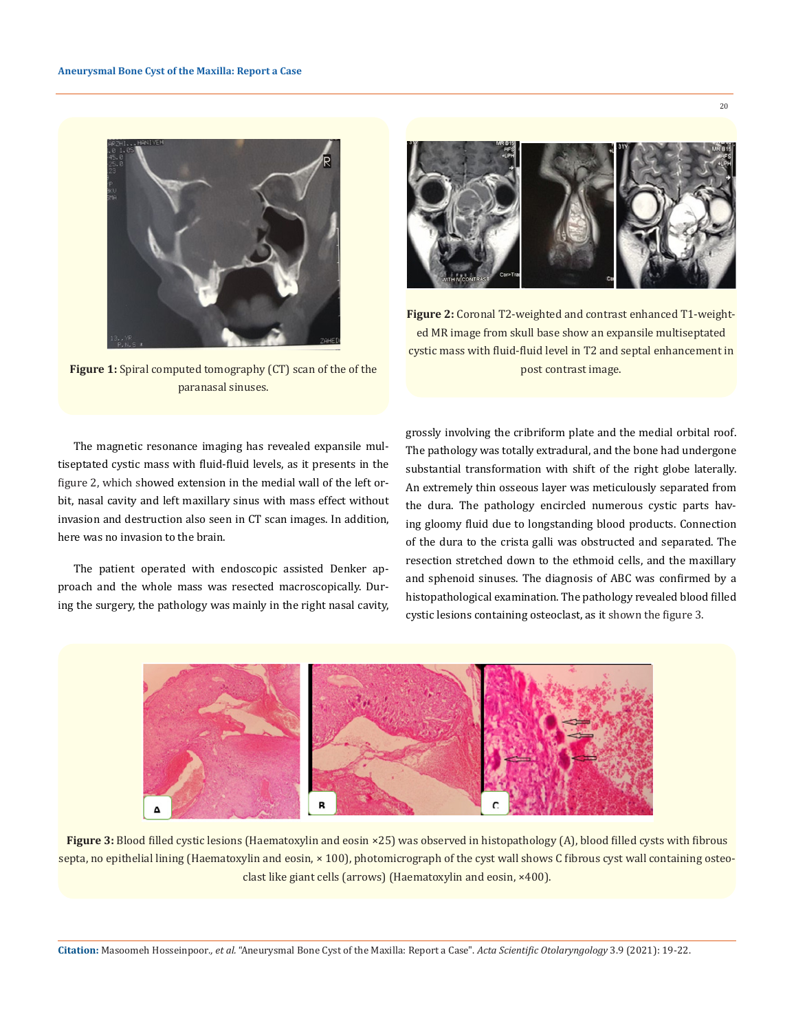**Figure 1:** Spiral computed tomography (CT) scan of the of the paranasal sinuses.

**Figure 2:** Coronal T2-weighted and contrast enhanced T1-weighted MR image from skull base show an expansile multiseptated cystic mass with fluid-fluid level in T2 and septal enhancement in post contrast image.

The magnetic resonance imaging has revealed expansile multiseptated cystic mass with fluid-fluid levels, as it presents in the figure 2, which showed extension in the medial wall of the left orbit, nasal cavity and left maxillary sinus with mass effect without invasion and destruction also seen in CT scan images. In addition, here was no invasion to the brain.

The patient operated with endoscopic assisted Denker approach and the whole mass was resected macroscopically. During the surgery, the pathology was mainly in the right nasal cavity, grossly involving the cribriform plate and the medial orbital roof. The pathology was totally extradural, and the bone had undergone substantial transformation with shift of the right globe laterally. An extremely thin osseous layer was meticulously separated from the dura. The pathology encircled numerous cystic parts having gloomy fluid due to longstanding blood products. Connection of the dura to the crista galli was obstructed and separated. The resection stretched down to the ethmoid cells, and the maxillary and sphenoid sinuses. The diagnosis of ABC was confirmed by a histopathological examination. The pathology revealed blood filled cystic lesions containing osteoclast, as it shown the figure 3.

**Figure 3:** Blood filled cystic lesions (Haematoxylin and eosin ×25) was observed in histopathology (A), blood filled cysts with fibrous septa, no epithelial lining (Haematoxylin and eosin, × 100), photomicrograph of the cyst wall shows C fibrous cyst wall containing osteoclast like giant cells (arrows) (Haematoxylin and eosin, ×400).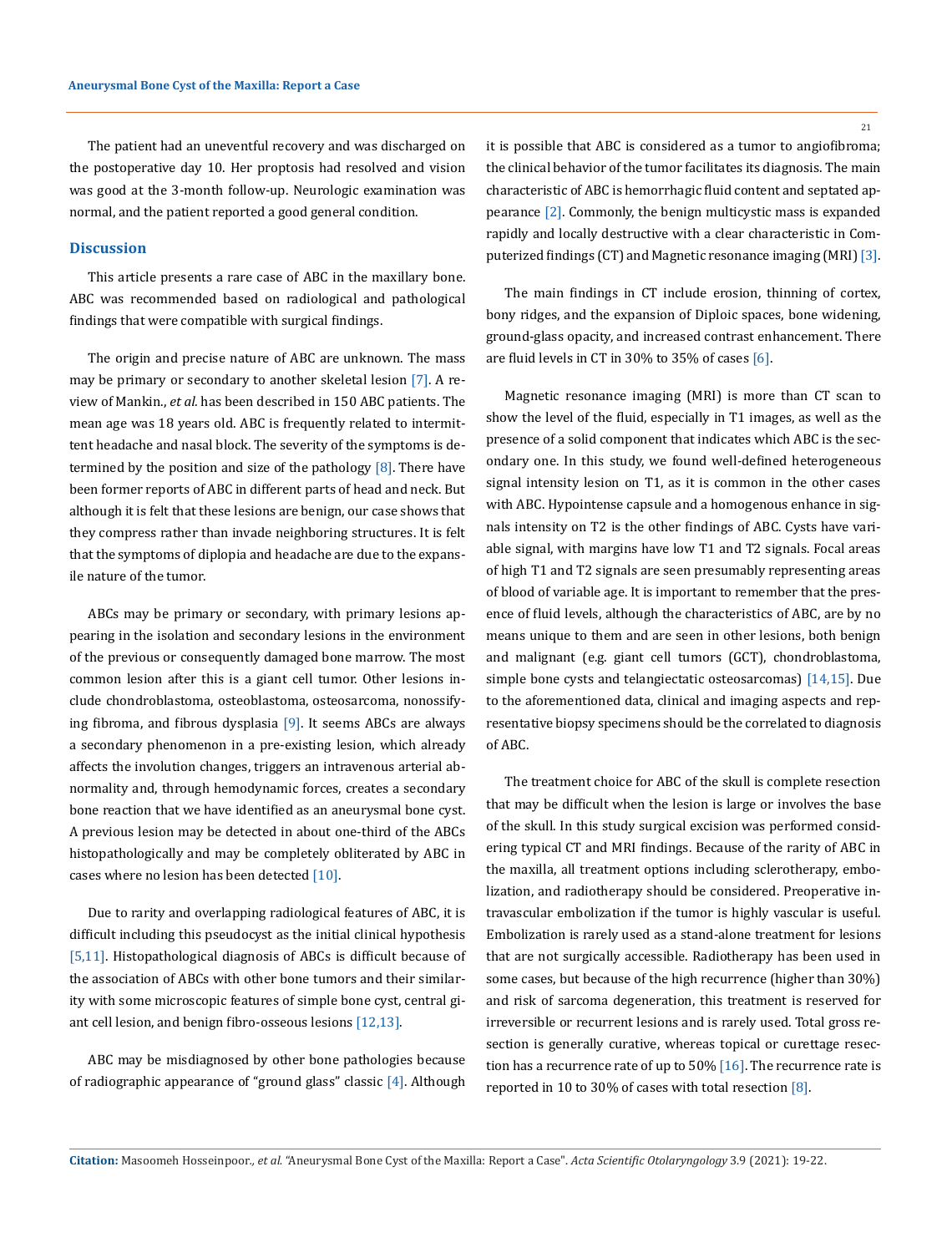The patient had an uneventful recovery and was discharged on the postoperative day 10. Her proptosis had resolved and vision was good at the 3-month follow-up. Neurologic examination was normal, and the patient reported a good general condition.

## Discussion

This article presents a rare case of ABC in the maxillary bone. ABC was recommended based on radiological and pathological findings that were compatible with surgical findings.

The origin and precise nature of ABC are unknown. The mass may be primary or secondary to another skeletal lesion [7]. A review of Mankin., *et al.* has been described in 150 ABC patients. The mean age was 18 years old. ABC is frequently related to intermittent headache and nasal block. The severity of the symptoms is determined by the position and size of the pathology [8]. There have been former reports of ABC in different parts of head and neck. But although it is felt that these lesions are benign, our case shows that they compress rather than invade neighboring structures. It is felt that the symptoms of diplopia and headache are due to the expansile nature of the tumor.

ABCs may be primary or secondary, with primary lesions appearing in the isolation and secondary lesions in the environment of the previous or consequently damaged bone marrow. The most common lesion after this is a giant cell tumor. Other lesions include chondroblastoma, osteoblastoma, osteosarcoma, nonossifying fibroma, and fibrous dysplasia [9]. It seems ABCs are always a secondary phenomenon in a pre-existing lesion, which already affects the involution changes, triggers an intravenous arterial abnormality and, through hemodynamic forces, creates a secondary bone reaction that we have identified as an aneurysmal bone cyst. A previous lesion may be detected in about one-third of the ABCs histopathologically and may be completely obliterated by ABC in cases where no lesion has been detected [10].

Due to rarity and overlapping radiological features of ABC, it is difficult including this pseudocyst as the initial clinical hypothesis [5,11]. Histopathological diagnosis of ABCs is difficult because of the association of ABCs with other bone tumors and their similarity with some microscopic features of simple bone cyst, central giant cell lesion, and benign fibro-osseous lesions [12,13].

ABC may be misdiagnosed by other bone pathologies because of radiographic appearance of "ground glass" classic [4]. Although it is possible that ABC is considered as a tumor to angiofibroma; the clinical behavior of the tumor facilitates its diagnosis. The main characteristic of ABC is hemorrhagic fluid content and septated appearance [2]. Commonly, the benign multicystic mass is expanded rapidly and locally destructive with a clear characteristic in Computerized findings (CT) and Magnetic resonance imaging (MRI) [3].

The main findings in CT include erosion, thinning of cortex, bony ridges, and the expansion of Diploic spaces, bone widening, ground-glass opacity, and increased contrast enhancement. There are fluid levels in CT in 30% to 35% of cases [6].

Magnetic resonance imaging (MRI) is more than CT scan to show the level of the fluid, especially in T1 images, as well as the presence of a solid component that indicates which ABC is the secondary one. In this study, we found well-defined heterogeneous signal intensity lesion on T1, as it is common in the other cases with ABC. Hypointense capsule and a homogenous enhance in signals intensity on T2 is the other findings of ABC. Cysts have variable signal, with margins have low T1 and T2 signals. Focal areas of high T1 and T2 signals are seen presumably representing areas of blood of variable age. It is important to remember that the presence of fluid levels, although the characteristics of ABC, are by no means unique to them and are seen in other lesions, both benign and malignant (e.g. giant cell tumors (GCT), chondroblastoma, simple bone cysts and telangiectatic osteosarcomas) [14,15]. Due to the aforementioned data, clinical and imaging aspects and representative biopsy specimens should be the correlated to diagnosis of ABC.

The treatment choice for ABC of the skull is complete resection that may be difficult when the lesion is large or involves the base of the skull. In this study surgical excision was performed considering typical CT and MRI findings. Because of the rarity of ABC in the maxilla, all treatment options including sclerotherapy, embolization, and radiotherapy should be considered. Preoperative intravascular embolization if the tumor is highly vascular is useful. Embolization is rarely used as a stand-alone treatment for lesions that are not surgically accessible. Radiotherapy has been used in some cases, but because of the high recurrence (higher than 30%) and risk of sarcoma degeneration, this treatment is reserved for irreversible or recurrent lesions and is rarely used. Total gross resection is generally curative, whereas topical or curettage resection has a recurrence rate of up to 50% [16]. The recurrence rate is reported in 10 to 30% of cases with total resection [8].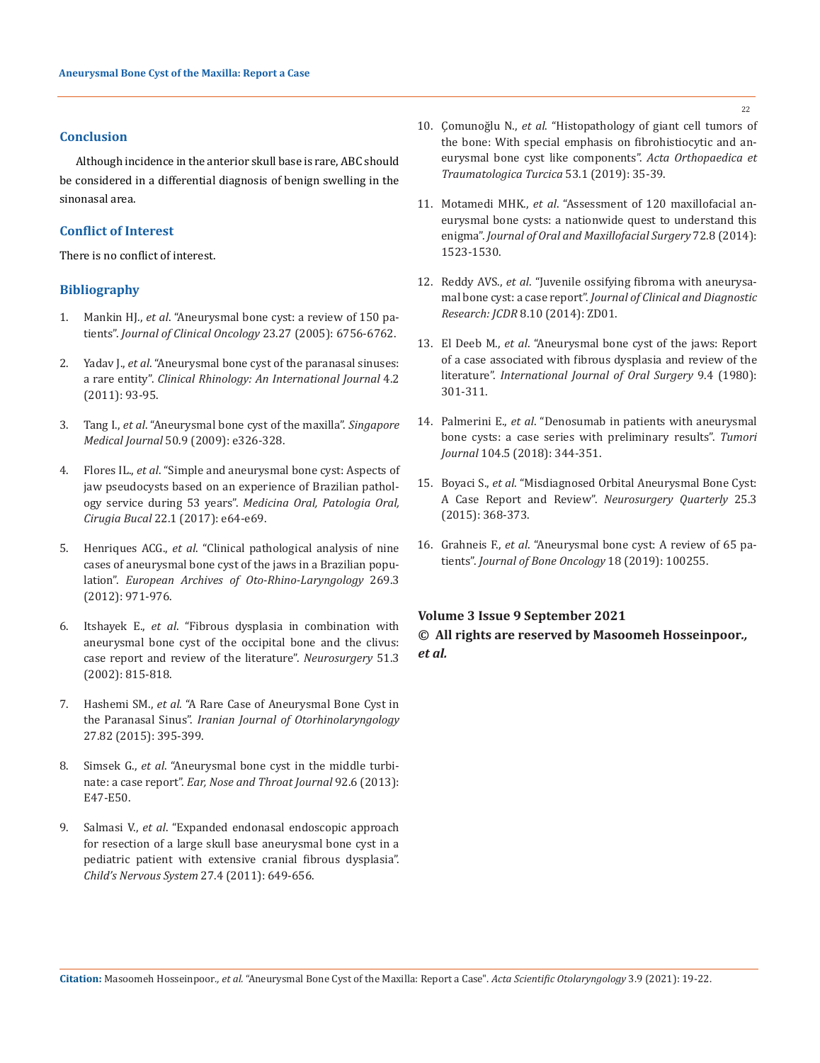## Conclusion

Although incidence in the anterior skull base is rare, ABC should be considered in a differential diagnosis of benign swelling in the sinonasal area.

## Conflict of Interest

There is no conflict of interest.

## Bibliography

1. Mankin HJ., *et al*. "Aneurysmal bone cyst: a review of 150 patients". *Journal of Clinical Oncology* 23.27 (2005): 6756-6762.
2. Yadav J., *et al*. "Aneurysmal bone cyst of the paranasal sinuses: a rare entity". *Clinical Rhinology: An International Journal* 4.2 (2011): 93-95.
3. Tang I., *et al*. "Aneurysmal bone cyst of the maxilla". *Singapore Medical Journal* 50.9 (2009): e326-328.
4. Flores IL., *et al*. "Simple and aneurysmal bone cyst: Aspects of jaw pseudocysts based on an experience of Brazilian pathology service during 53 years". *Medicina Oral, Patologia Oral, Cirugia Bucal* 22.1 (2017): e64-e69.
5. Henriques ACG., *et al*. "Clinical pathological analysis of nine cases of aneurysmal bone cyst of the jaws in a Brazilian population". *European Archives of Oto-Rhino-Laryngology* 269.3 (2012): 971-976.
6. Itshayek E., *et al*. "Fibrous dysplasia in combination with aneurysmal bone cyst of the occipital bone and the clivus: case report and review of the literature". *Neurosurgery* 51.3 (2002): 815-818.
7. Hashemi SM., *et al*. "A Rare Case of Aneurysmal Bone Cyst in the Paranasal Sinus". *Iranian Journal of Otorhinolaryngology* 27.82 (2015): 395-399.
8. Simsek G., *et al*. "Aneurysmal bone cyst in the middle turbinate: a case report". *Ear, Nose and Throat Journal* 92.6 (2013): E47-E50.
9. Salmasi V., *et al*. "Expanded endonasal endoscopic approach for resection of a large skull base aneurysmal bone cyst in a pediatric patient with extensive cranial fibrous dysplasia". *Child's Nervous System* 27.4 (2011): 649-656.
10. Çomunoğlu N., *et al*. "Histopathology of giant cell tumors of the bone: With special emphasis on fibrohistiocytic and aneurysmal bone cyst like components". *Acta Orthopaedica et Traumatologica Turcica* 53.1 (2019): 35-39.
11. Motamedi MHK., *et al*. "Assessment of 120 maxillofacial aneurysmal bone cysts: a nationwide quest to understand this enigma". *Journal of Oral and Maxillofacial Surgery* 72.8 (2014): 1523-1530.
12. Reddy AVS., *et al*. "Juvenile ossifying fibroma with aneurysamal bone cyst: a case report". *Journal of Clinical and Diagnostic Research: JCDR* 8.10 (2014): ZD01.
13. El Deeb M., *et al*. "Aneurysmal bone cyst of the jaws: Report of a case associated with fibrous dysplasia and review of the literature". *International Journal of Oral Surgery* 9.4 (1980): 301-311.
14. Palmerini E., *et al*. "Denosumab in patients with aneurysmal bone cysts: a case series with preliminary results". *Tumori Journal* 104.5 (2018): 344-351.
15. Boyaci S., *et al*. "Misdiagnosed Orbital Aneurysmal Bone Cyst: A Case Report and Review". *Neurosurgery Quarterly* 25.3 (2015): 368-373.
16. Grahneis F., *et al*. "Aneurysmal bone cyst: A review of 65 patients". *Journal of Bone Oncology* 18 (2019): 100255.

**Volume 3 Issue 9 September 2021**
**© All rights are reserved by Masoomeh Hosseinpoor*., et al.***